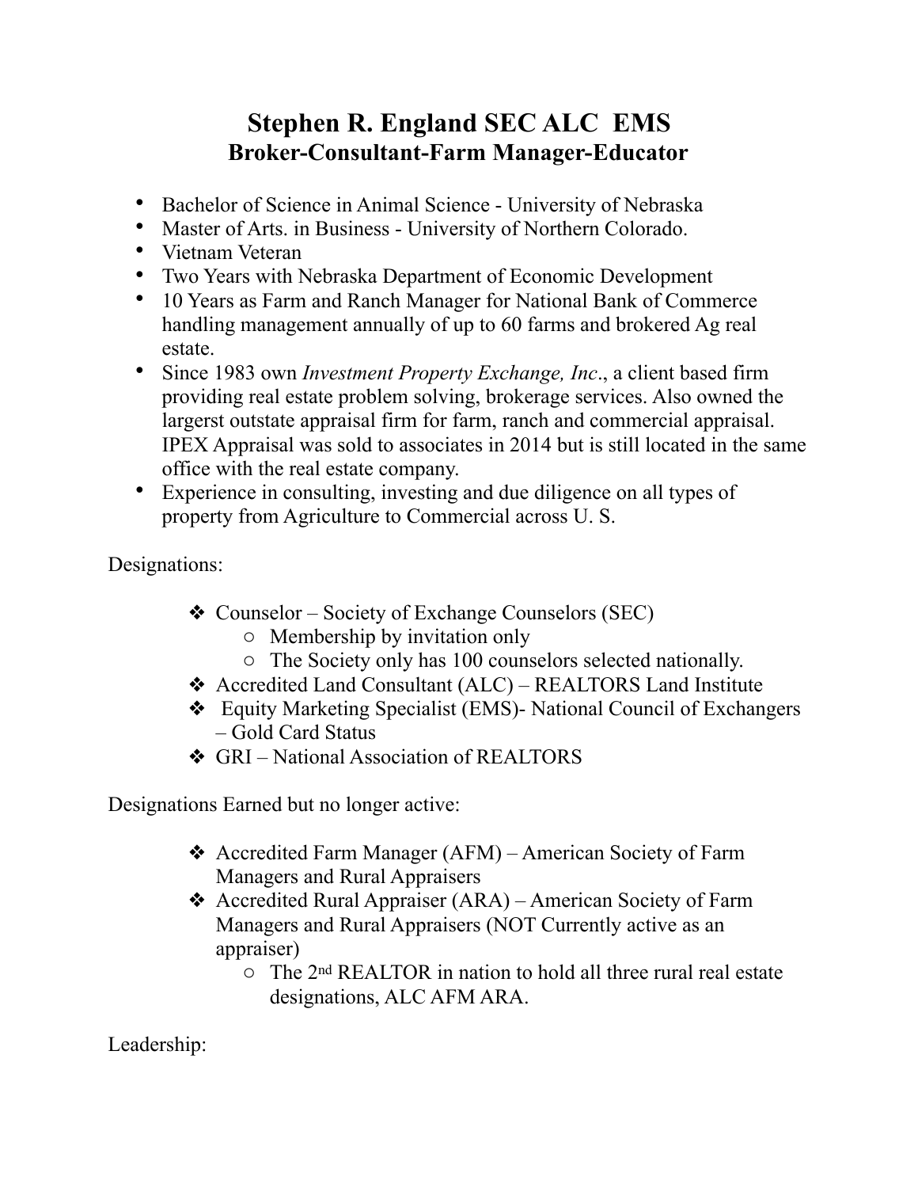# Stephen R. England SEC ALC  EMS
## Broker-Consultant-Farm Manager-Educator

- Bachelor of Science in Animal Science - University of Nebraska
- Master of Arts. in Business - University of Northern Colorado.
- Vietnam Veteran
- Two Years with Nebraska Department of Economic Development
- 10 Years as Farm and Ranch Manager for National Bank of Commerce handling management annually of up to 60 farms and brokered Ag real estate.
- Since 1983 own *Investment Property Exchange, Inc*., a client based firm providing real estate problem solving, brokerage services. Also owned the largerst outstate appraisal firm for farm, ranch and commercial appraisal. IPEX Appraisal was sold to associates in 2014 but is still located in the same office with the real estate company.
- Experience in consulting, investing and due diligence on all types of property from Agriculture to Commercial across U. S.

Designations:

- Counselor – Society of Exchange Counselors (SEC)
  - Membership by invitation only
  - The Society only has 100 counselors selected nationally.
- Accredited Land Consultant (ALC) – REALTORS Land Institute
- Equity Marketing Specialist (EMS)- National Council of Exchangers – Gold Card Status
- GRI – National Association of REALTORS

Designations Earned but no longer active:

- Accredited Farm Manager (AFM) – American Society of Farm Managers and Rural Appraisers
- Accredited Rural Appraiser (ARA) – American Society of Farm Managers and Rural Appraisers (NOT Currently active as an appraiser)
  - The 2nd REALTOR in nation to hold all three rural real estate designations, ALC AFM ARA.

Leadership: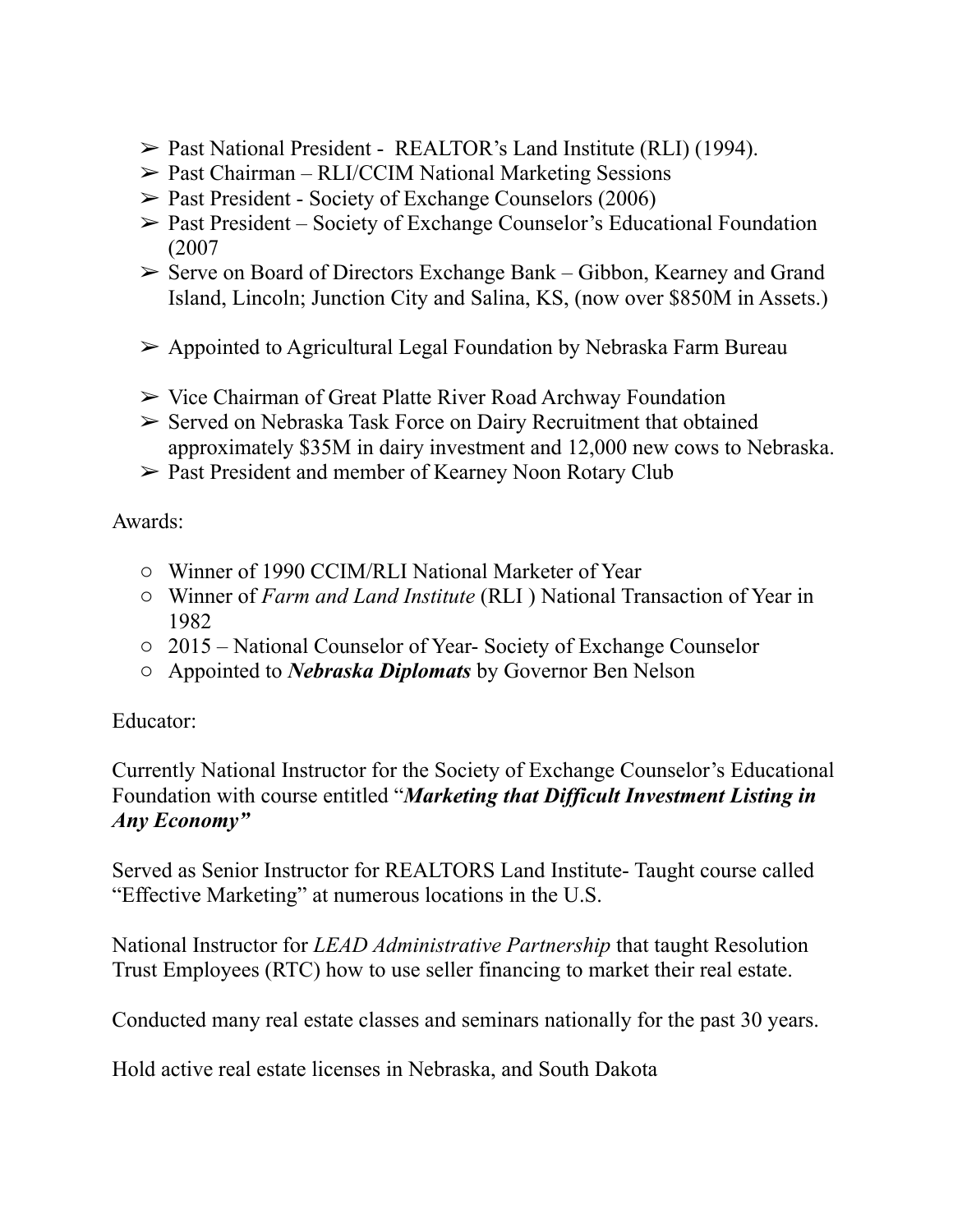- ➢ Past National President - REALTOR's Land Institute (RLI) (1994).
- ➢ Past Chairman – RLI/CCIM National Marketing Sessions
- ➢ Past President - Society of Exchange Counselors (2006)
- ➢ Past President – Society of Exchange Counselor's Educational Foundation (2007
- ➢ Serve on Board of Directors Exchange Bank – Gibbon, Kearney and Grand Island, Lincoln; Junction City and Salina, KS, (now over $850M in Assets.)
- ➢ Appointed to Agricultural Legal Foundation by Nebraska Farm Bureau
- ➢ Vice Chairman of Great Platte River Road Archway Foundation
- ➢ Served on Nebraska Task Force on Dairy Recruitment that obtained approximately $35M in dairy investment and 12,000 new cows to Nebraska.
- ➢ Past President and member of Kearney Noon Rotary Club

Awards:

- ○ Winner of 1990 CCIM/RLI National Marketer of Year
- ○ Winner of *Farm and Land Institute* (RLI ) National Transaction of Year in 1982
- ○ 2015 – National Counselor of Year- Society of Exchange Counselor
- ○ Appointed to ***Nebraska Diplomats*** by Governor Ben Nelson

Educator:

Currently National Instructor for the Society of Exchange Counselor's Educational Foundation with course entitled "***Marketing that Difficult Investment Listing in Any Economy"***

Served as Senior Instructor for REALTORS Land Institute- Taught course called "Effective Marketing" at numerous locations in the U.S.

National Instructor for *LEAD Administrative Partnership* that taught Resolution Trust Employees (RTC) how to use seller financing to market their real estate.

Conducted many real estate classes and seminars nationally for the past 30 years.

Hold active real estate licenses in Nebraska, and South Dakota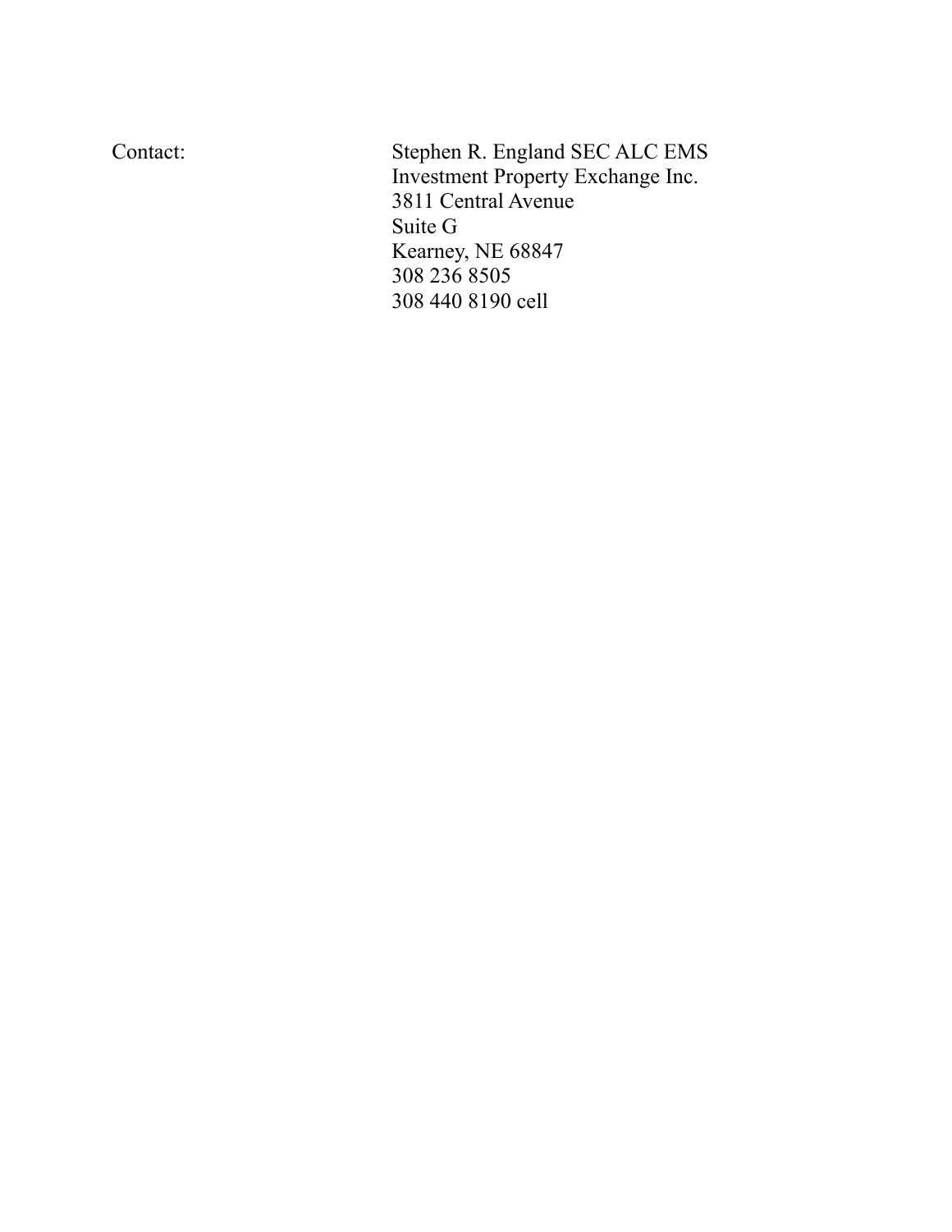Contact:

Stephen R. England SEC ALC EMS
Investment Property Exchange Inc.
3811 Central Avenue
Suite G
Kearney, NE 68847
308 236 8505
308 440 8190 cell